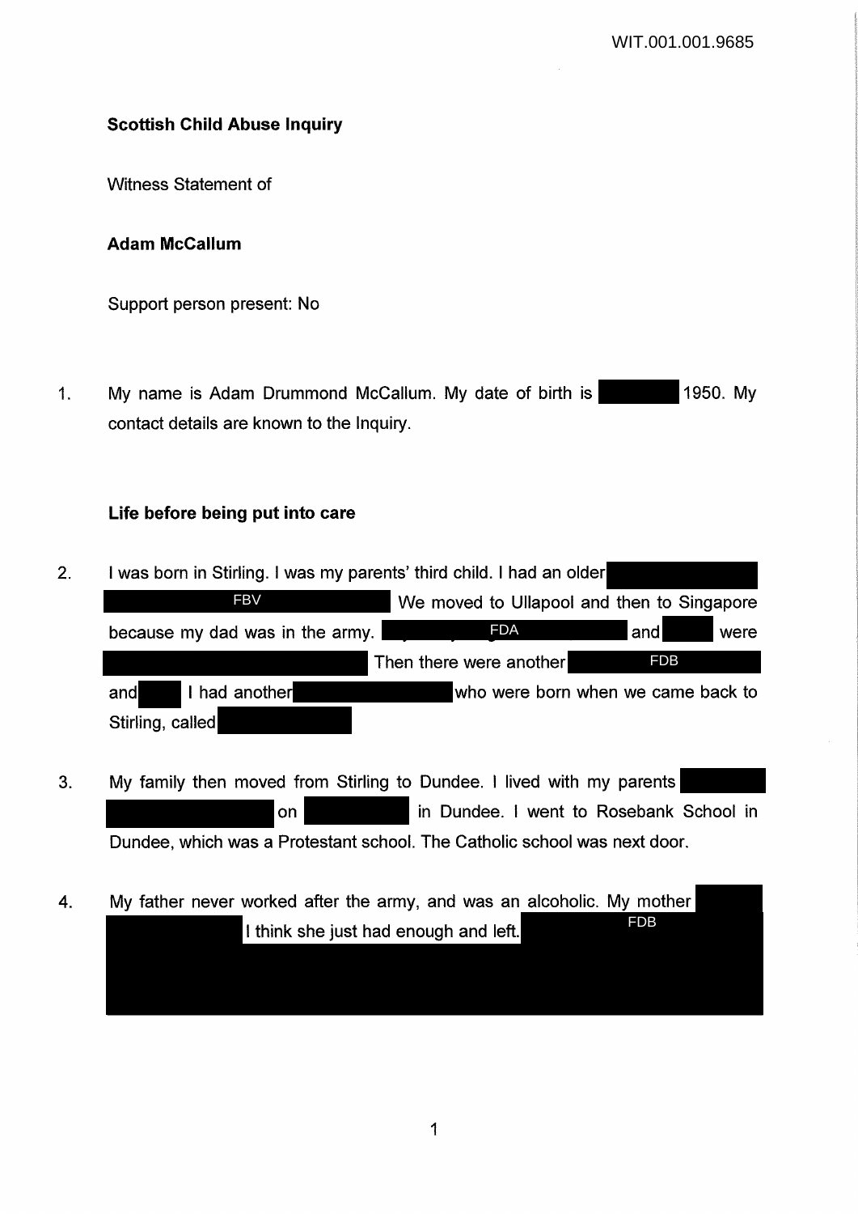**Scottish Child Abuse Inquiry**

Witness Statement of

**Adam McCallum**

Support person present: No

1. My name is Adam Drummond McCallum. My date of birth is 1950. My contact details are known to the Inquiry.

**Life before being put into care**

2. I was born in Stirling. I was my parents' third child. I had an older FBV We moved to Ullapool and then to Singapore because my dad was in the army. FDA and were Then there were another FDB and I had another who were born when we came back to Stirling, called

3. My family then moved from Stirling to Dundee. I lived with my parents on in Dundee. I went to Rosebank School in Dundee, which was a Protestant school. The Catholic school was next door.

4. My father never worked after the army, and was an alcoholic. My mother I think she just had enough and left. FDB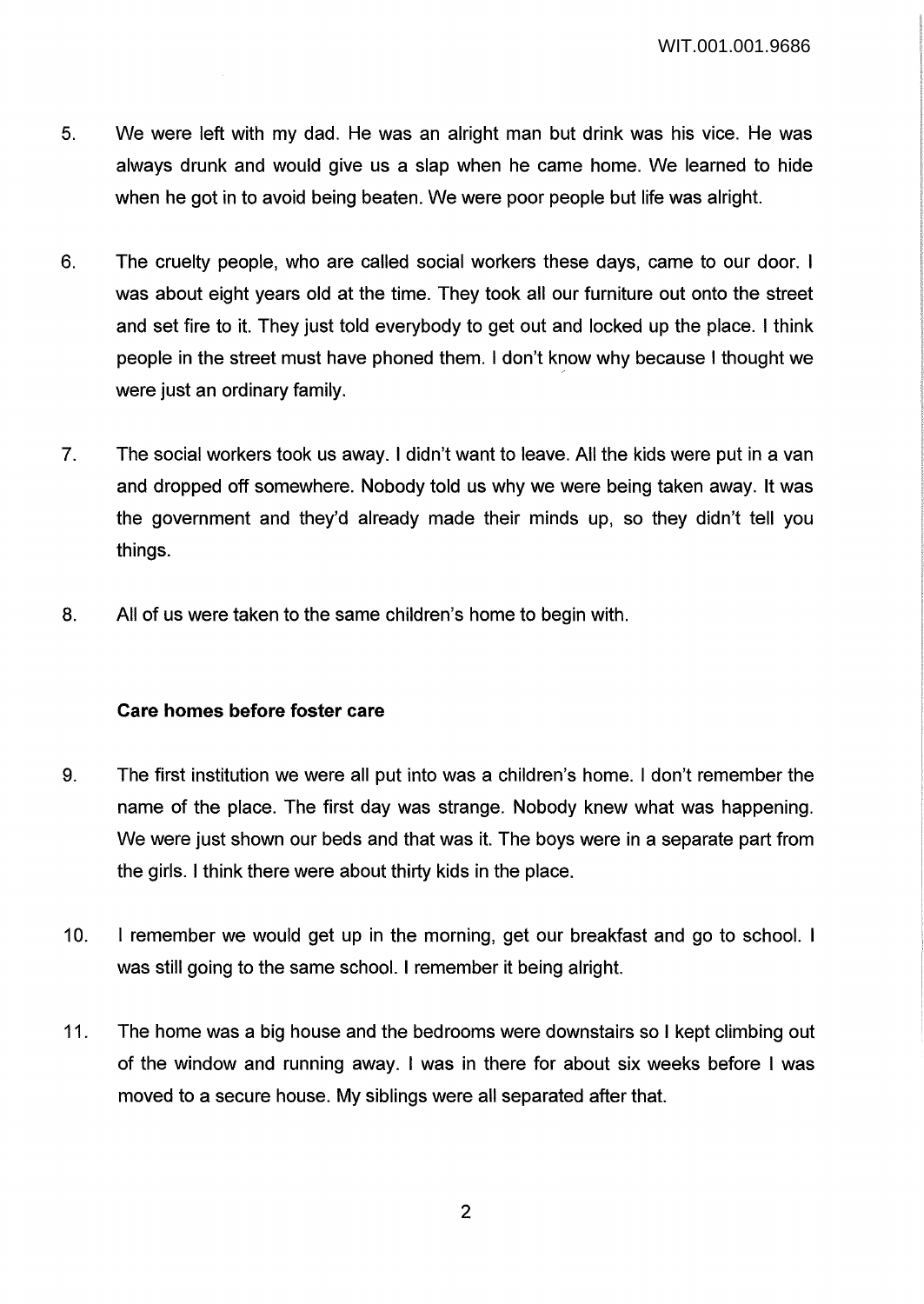5. We were left with my dad. He was an alright man but drink was his vice. He was always drunk and would give us a slap when he came home. We learned to hide when he got in to avoid being beaten. We were poor people but life was alright.

6. The cruelty people, who are called social workers these days, came to our door. I was about eight years old at the time. They took all our furniture out onto the street and set fire to it. They just told everybody to get out and locked up the place. I think people in the street must have phoned them. I don't know why because I thought we were just an ordinary family.

7. The social workers took us away. I didn't want to leave. All the kids were put in a van and dropped off somewhere. Nobody told us why we were being taken away. It was the government and they'd already made their minds up, so they didn't tell you things.

8. All of us were taken to the same children's home to begin with.

**Care homes before foster care**

9. The first institution we were all put into was a children's home. I don't remember the name of the place. The first day was strange. Nobody knew what was happening. We were just shown our beds and that was it. The boys were in a separate part from the girls. I think there were about thirty kids in the place.

10. I remember we would get up in the morning, get our breakfast and go to school. I was still going to the same school. I remember it being alright.

11. The home was a big house and the bedrooms were downstairs so I kept climbing out of the window and running away. I was in there for about six weeks before I was moved to a secure house. My siblings were all separated after that.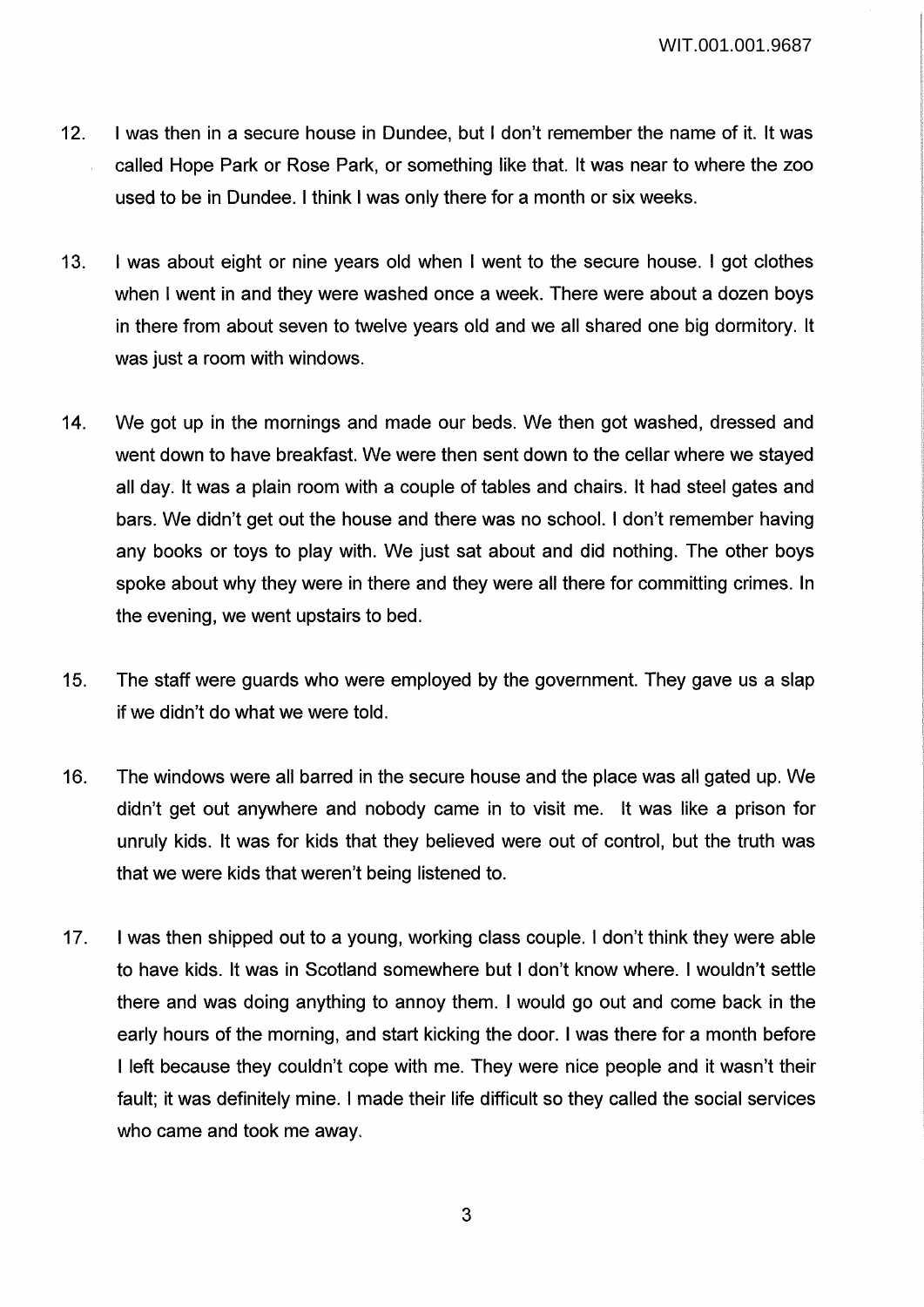12. I was then in a secure house in Dundee, but I don't remember the name of it. It was called Hope Park or Rose Park, or something like that. It was near to where the zoo used to be in Dundee. I think I was only there for a month or six weeks.

13. I was about eight or nine years old when I went to the secure house. I got clothes when I went in and they were washed once a week. There were about a dozen boys in there from about seven to twelve years old and we all shared one big dormitory. It was just a room with windows.

14. We got up in the mornings and made our beds. We then got washed, dressed and went down to have breakfast. We were then sent down to the cellar where we stayed all day. It was a plain room with a couple of tables and chairs. It had steel gates and bars. We didn't get out the house and there was no school. I don't remember having any books or toys to play with. We just sat about and did nothing. The other boys spoke about why they were in there and they were all there for committing crimes. In the evening, we went upstairs to bed.

15. The staff were guards who were employed by the government. They gave us a slap if we didn't do what we were told.

16. The windows were all barred in the secure house and the place was all gated up. We didn't get out anywhere and nobody came in to visit me. It was like a prison for unruly kids. It was for kids that they believed were out of control, but the truth was that we were kids that weren't being listened to.

17. I was then shipped out to a young, working class couple. I don't think they were able to have kids. It was in Scotland somewhere but I don't know where. I wouldn't settle there and was doing anything to annoy them. I would go out and come back in the early hours of the morning, and start kicking the door. I was there for a month before I left because they couldn't cope with me. They were nice people and it wasn't their fault; it was definitely mine. I made their life difficult so they called the social services who came and took me away.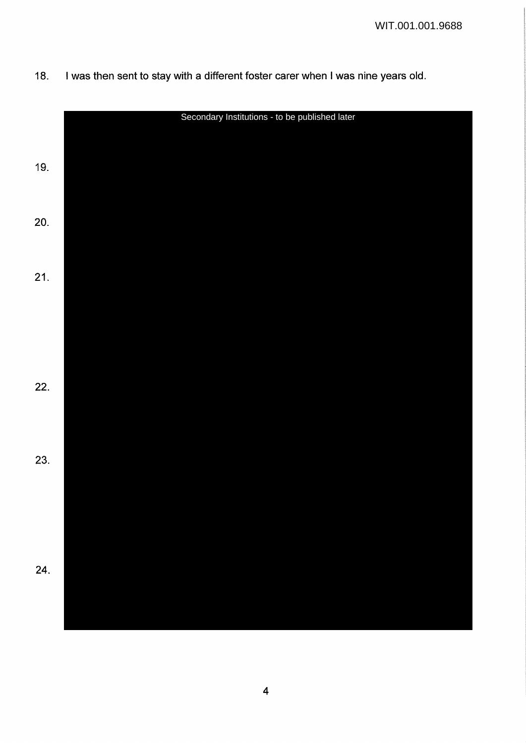18. I was then sent to stay with a different foster carer when I was nine years old.

Secondary Institutions - to be published later

19.

20.

21.

22.

23.

24.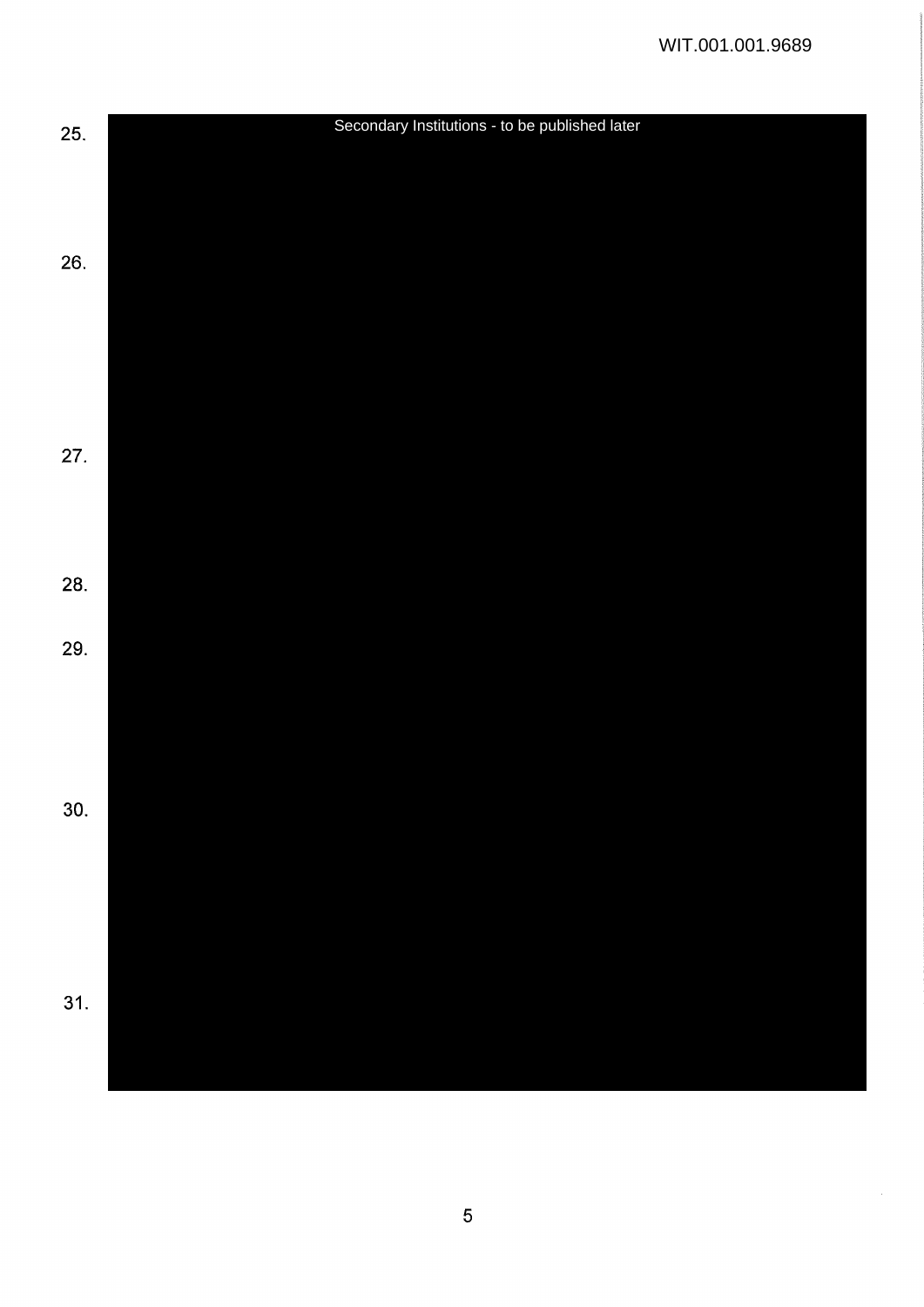25.

Secondary Institutions - to be published later

26.

27.

28.

29.

30.

31.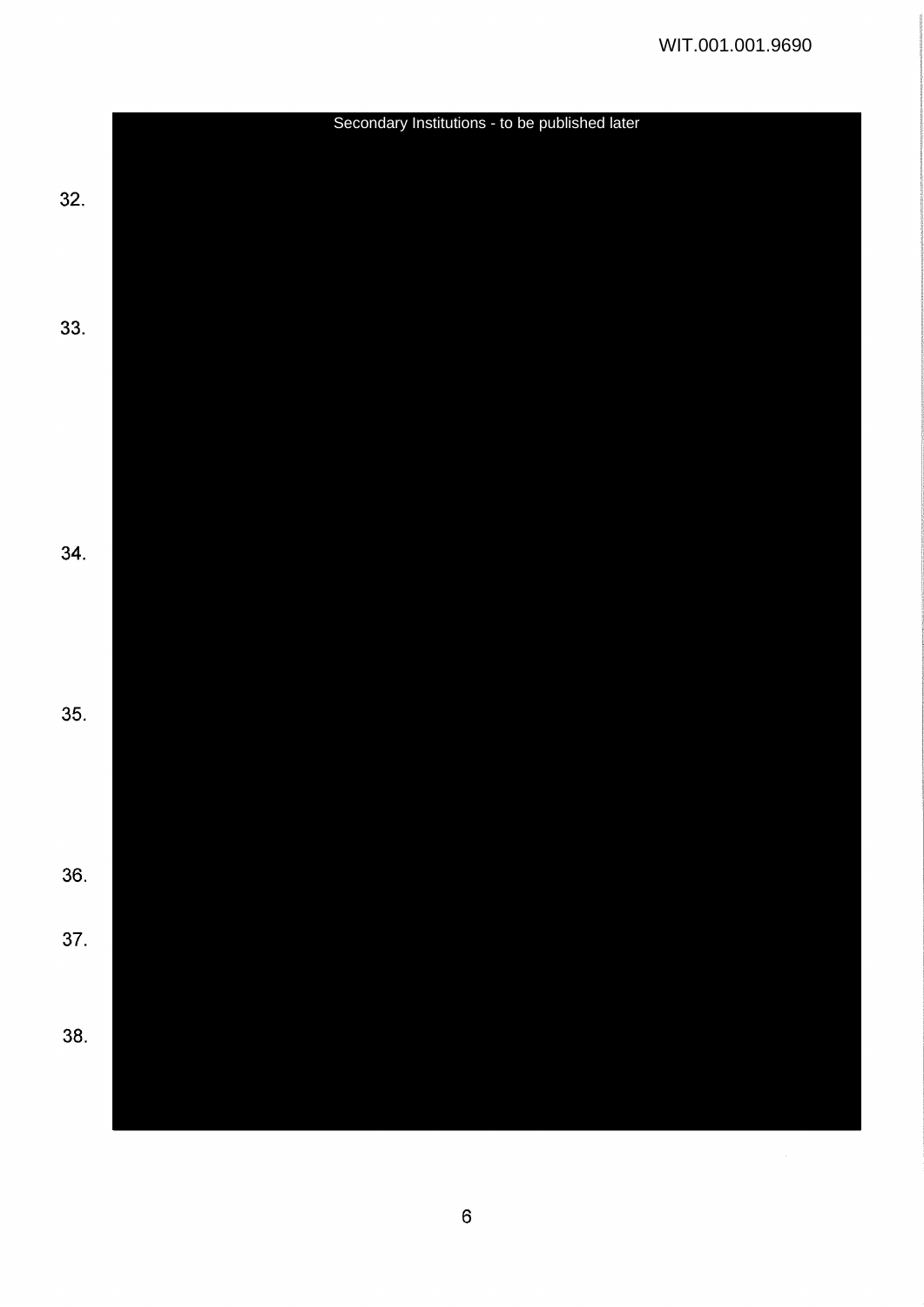Secondary Institutions - to be published later

32.

33.

34.

35.

36.

37.

38.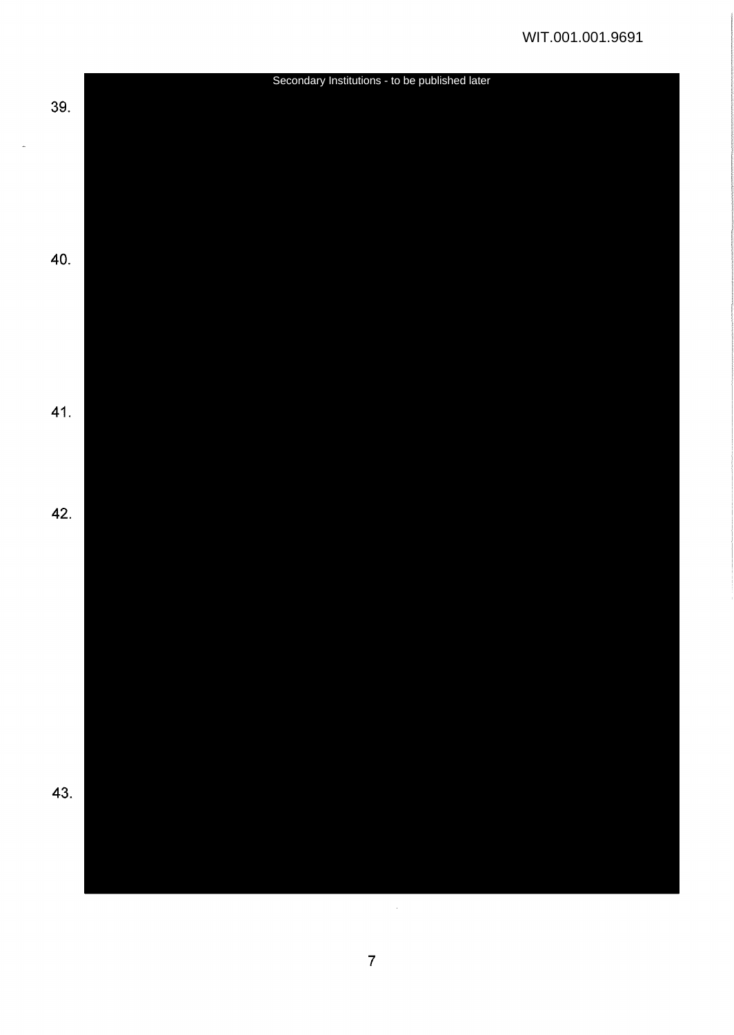Secondary Institutions - to be published later

39.

40.

41.

42.

43.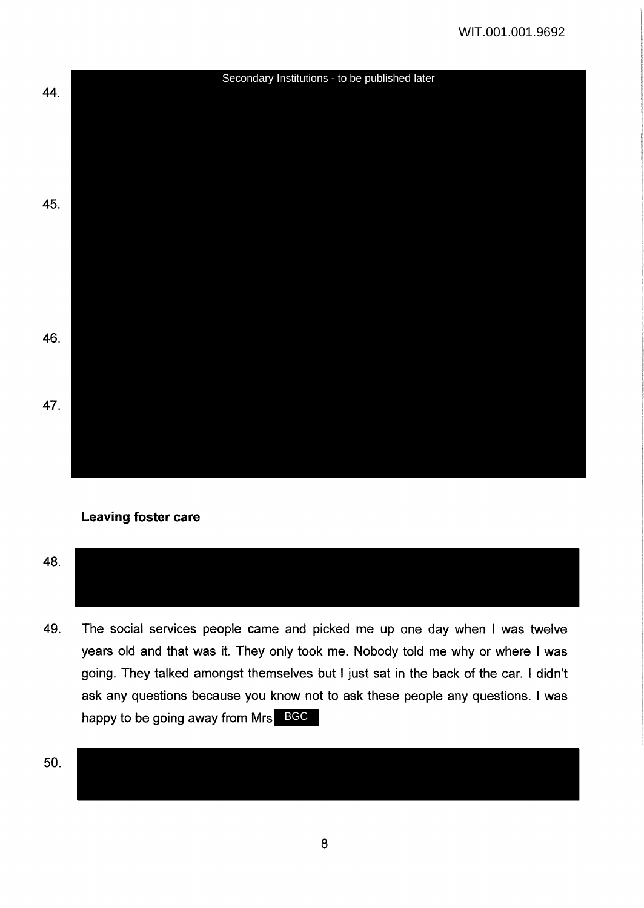44.

Secondary Institutions - to be published later

45.

46.

47.

**Leaving foster care**

48.

49. The social services people came and picked me up one day when I was twelve years old and that was it. They only took me. Nobody told me why or where I was going. They talked amongst themselves but I just sat in the back of the car. I didn't ask any questions because you know not to ask these people any questions. I was happy to be going away from Mrs BGC

50.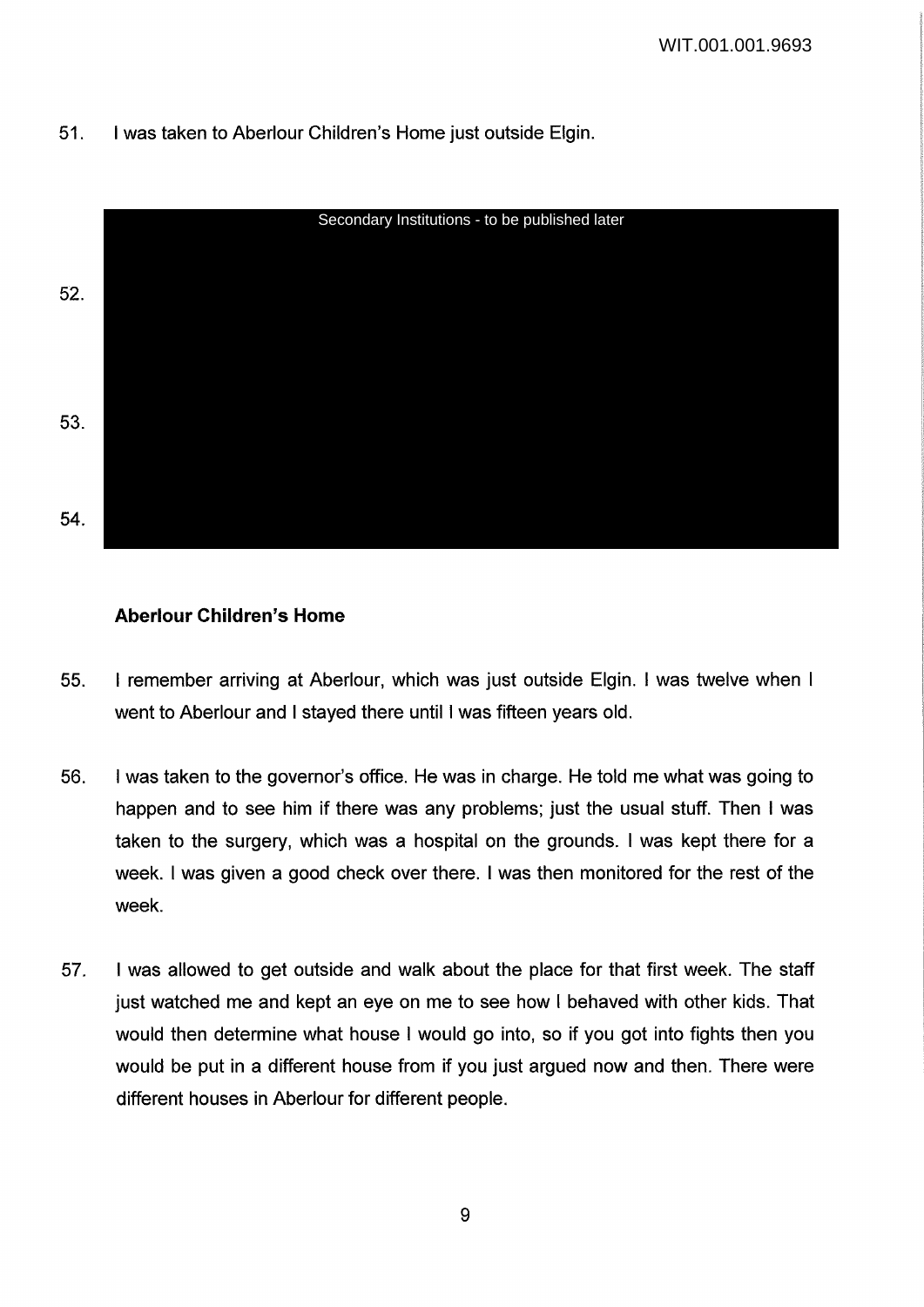51. I was taken to Aberlour Children's Home just outside Elgin.

Secondary Institutions - to be published later

52.

53.

54.

**Aberlour Children's Home**

55. I remember arriving at Aberlour, which was just outside Elgin. I was twelve when I went to Aberlour and I stayed there until I was fifteen years old.

56. I was taken to the governor's office. He was in charge. He told me what was going to happen and to see him if there was any problems; just the usual stuff. Then I was taken to the surgery, which was a hospital on the grounds. I was kept there for a week. I was given a good check over there. I was then monitored for the rest of the week.

57. I was allowed to get outside and walk about the place for that first week. The staff just watched me and kept an eye on me to see how I behaved with other kids. That would then determine what house I would go into, so if you got into fights then you would be put in a different house from if you just argued now and then. There were different houses in Aberlour for different people.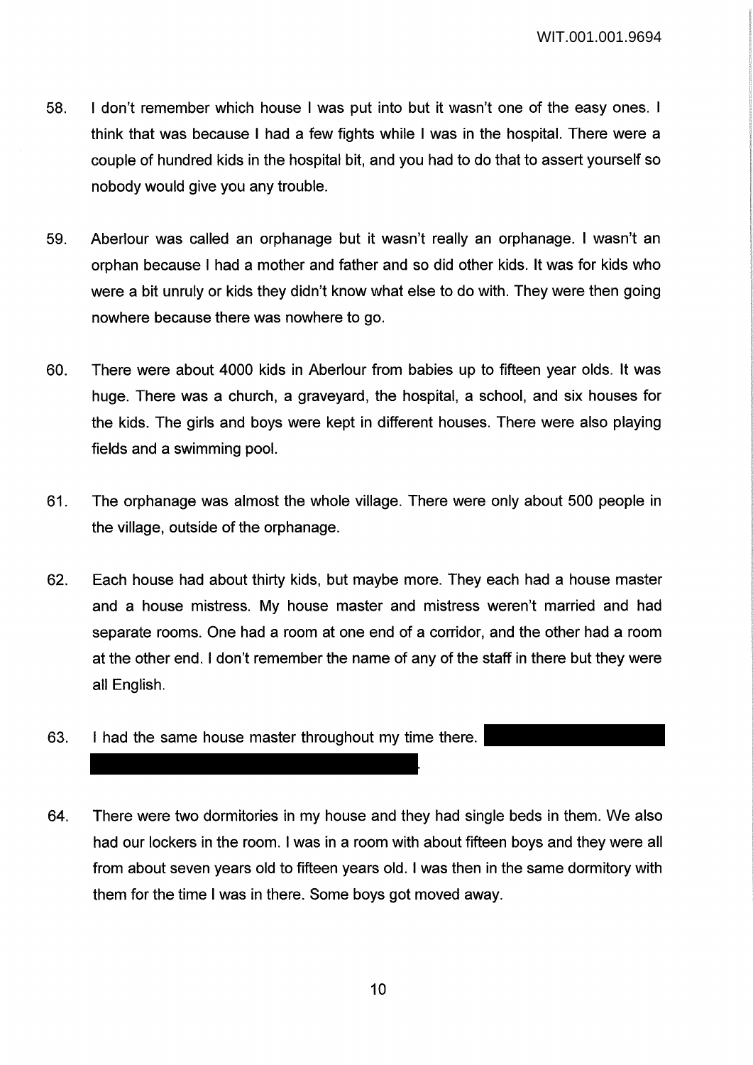58. I don't remember which house I was put into but it wasn't one of the easy ones. I think that was because I had a few fights while I was in the hospital. There were a couple of hundred kids in the hospital bit, and you had to do that to assert yourself so nobody would give you any trouble.

59. Aberlour was called an orphanage but it wasn't really an orphanage. I wasn't an orphan because I had a mother and father and so did other kids. It was for kids who were a bit unruly or kids they didn't know what else to do with. They were then going nowhere because there was nowhere to go.

60. There were about 4000 kids in Aberlour from babies up to fifteen year olds. It was huge. There was a church, a graveyard, the hospital, a school, and six houses for the kids. The girls and boys were kept in different houses. There were also playing fields and a swimming pool.

61. The orphanage was almost the whole village. There were only about 500 people in the village, outside of the orphanage.

62. Each house had about thirty kids, but maybe more. They each had a house master and a house mistress. My house master and mistress weren't married and had separate rooms. One had a room at one end of a corridor, and the other had a room at the other end. I don't remember the name of any of the staff in there but they were all English.

63. I had the same house master throughout my time there. [REDACTED]

64. There were two dormitories in my house and they had single beds in them. We also had our lockers in the room. I was in a room with about fifteen boys and they were all from about seven years old to fifteen years old. I was then in the same dormitory with them for the time I was in there. Some boys got moved away.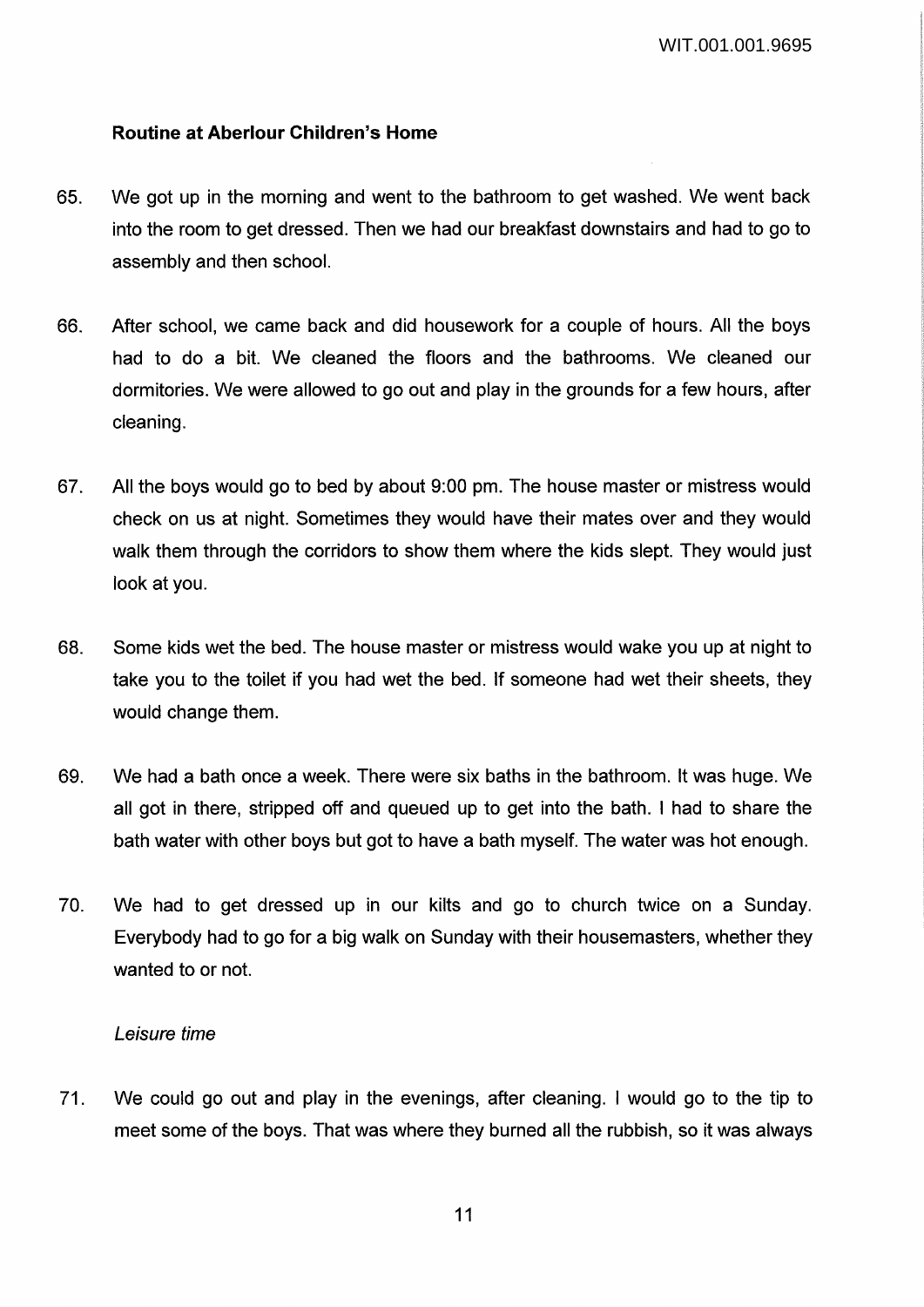**Routine at Aberlour Children's Home**

65. We got up in the morning and went to the bathroom to get washed. We went back into the room to get dressed. Then we had our breakfast downstairs and had to go to assembly and then school.

66. After school, we came back and did housework for a couple of hours. All the boys had to do a bit. We cleaned the floors and the bathrooms. We cleaned our dormitories. We were allowed to go out and play in the grounds for a few hours, after cleaning.

67. All the boys would go to bed by about 9:00 pm. The house master or mistress would check on us at night. Sometimes they would have their mates over and they would walk them through the corridors to show them where the kids slept. They would just look at you.

68. Some kids wet the bed. The house master or mistress would wake you up at night to take you to the toilet if you had wet the bed. If someone had wet their sheets, they would change them.

69. We had a bath once a week. There were six baths in the bathroom. It was huge. We all got in there, stripped off and queued up to get into the bath. I had to share the bath water with other boys but got to have a bath myself. The water was hot enough.

70. We had to get dressed up in our kilts and go to church twice on a Sunday. Everybody had to go for a big walk on Sunday with their housemasters, whether they wanted to or not.

*Leisure time*

71. We could go out and play in the evenings, after cleaning. I would go to the tip to meet some of the boys. That was where they burned all the rubbish, so it was always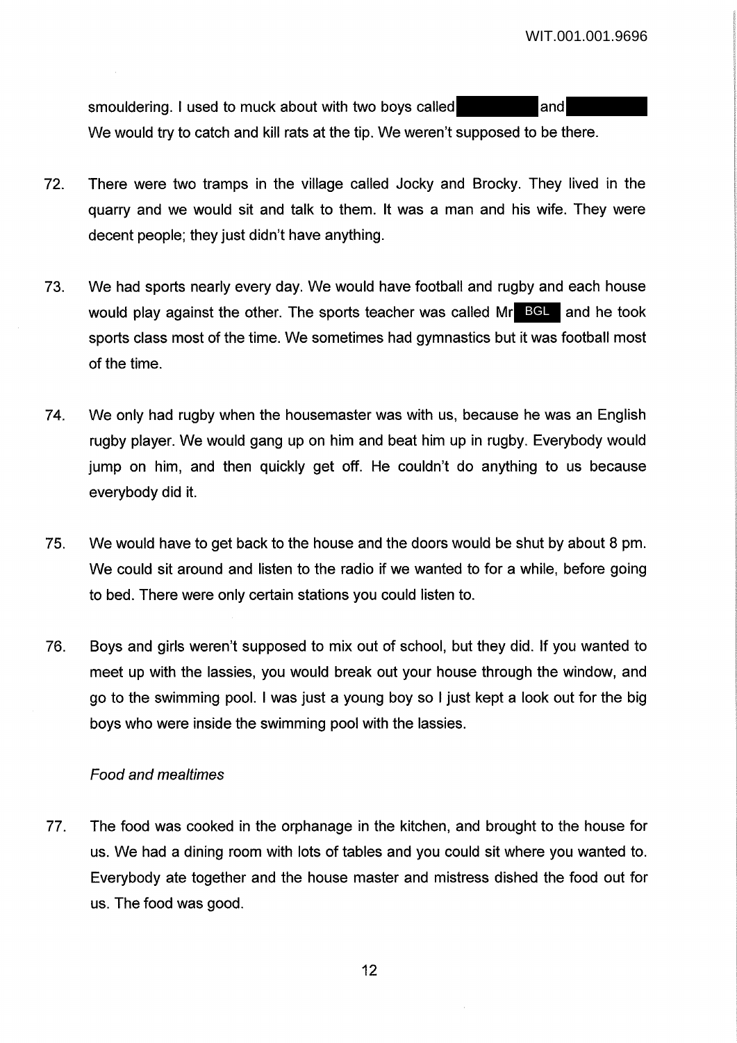smouldering. I used to muck about with two boys called [redacted] and [redacted]. We would try to catch and kill rats at the tip. We weren't supposed to be there.

72. There were two tramps in the village called Jocky and Brocky. They lived in the quarry and we would sit and talk to them. It was a man and his wife. They were decent people; they just didn't have anything.

73. We had sports nearly every day. We would have football and rugby and each house would play against the other. The sports teacher was called Mr BGL and he took sports class most of the time. We sometimes had gymnastics but it was football most of the time.

74. We only had rugby when the housemaster was with us, because he was an English rugby player. We would gang up on him and beat him up in rugby. Everybody would jump on him, and then quickly get off. He couldn't do anything to us because everybody did it.

75. We would have to get back to the house and the doors would be shut by about 8 pm. We could sit around and listen to the radio if we wanted to for a while, before going to bed. There were only certain stations you could listen to.

76. Boys and girls weren't supposed to mix out of school, but they did. If you wanted to meet up with the lassies, you would break out your house through the window, and go to the swimming pool. I was just a young boy so I just kept a look out for the big boys who were inside the swimming pool with the lassies.

*Food and mealtimes*

77. The food was cooked in the orphanage in the kitchen, and brought to the house for us. We had a dining room with lots of tables and you could sit where you wanted to. Everybody ate together and the house master and mistress dished the food out for us. The food was good.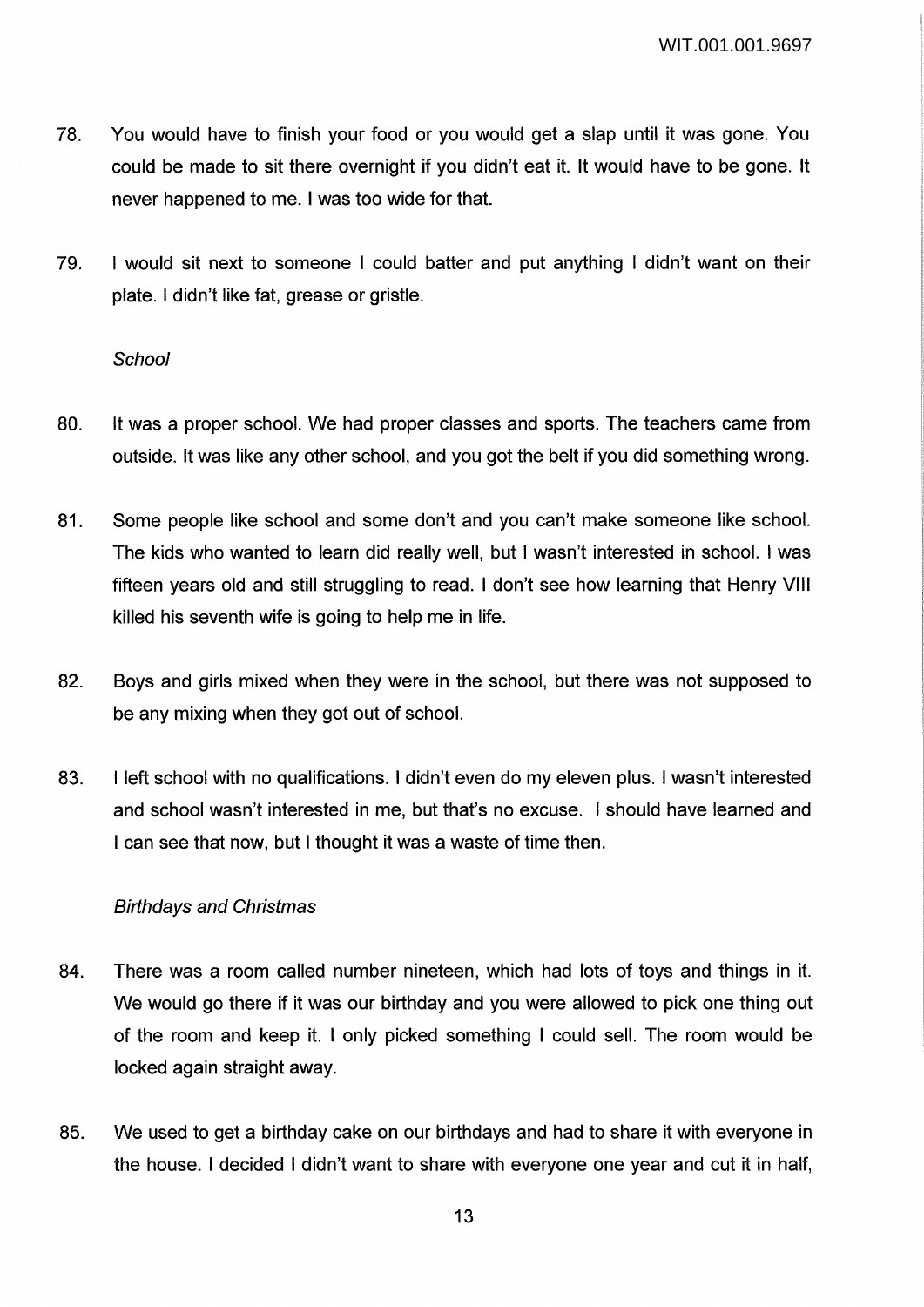78. You would have to finish your food or you would get a slap until it was gone. You could be made to sit there overnight if you didn't eat it. It would have to be gone. It never happened to me. I was too wide for that.

79. I would sit next to someone I could batter and put anything I didn't want on their plate. I didn't like fat, grease or gristle.

*School*

80. It was a proper school. We had proper classes and sports. The teachers came from outside. It was like any other school, and you got the belt if you did something wrong.

81. Some people like school and some don't and you can't make someone like school. The kids who wanted to learn did really well, but I wasn't interested in school. I was fifteen years old and still struggling to read. I don't see how learning that Henry VIII killed his seventh wife is going to help me in life.

82. Boys and girls mixed when they were in the school, but there was not supposed to be any mixing when they got out of school.

83. I left school with no qualifications. I didn't even do my eleven plus. I wasn't interested and school wasn't interested in me, but that's no excuse. I should have learned and I can see that now, but I thought it was a waste of time then.

*Birthdays and Christmas*

84. There was a room called number nineteen, which had lots of toys and things in it. We would go there if it was our birthday and you were allowed to pick one thing out of the room and keep it. I only picked something I could sell. The room would be locked again straight away.

85. We used to get a birthday cake on our birthdays and had to share it with everyone in the house. I decided I didn't want to share with everyone one year and cut it in half,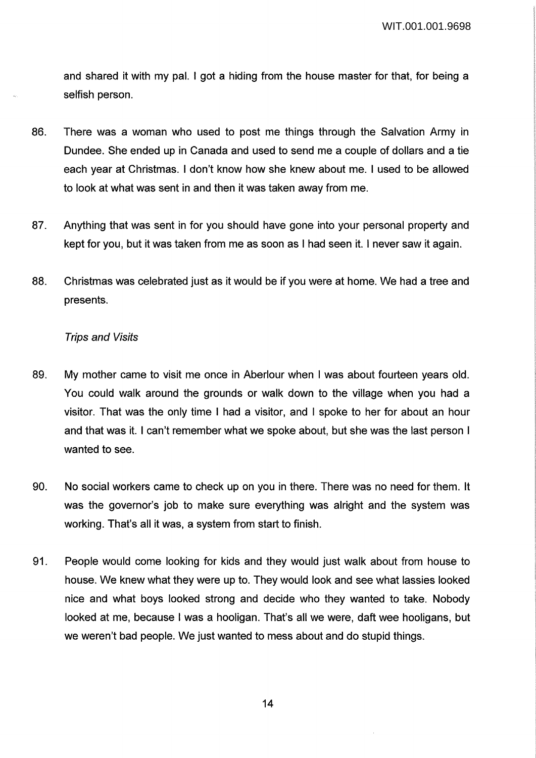and shared it with my pal. I got a hiding from the house master for that, for being a selfish person.

86. There was a woman who used to post me things through the Salvation Army in Dundee. She ended up in Canada and used to send me a couple of dollars and a tie each year at Christmas. I don't know how she knew about me. I used to be allowed to look at what was sent in and then it was taken away from me.

87. Anything that was sent in for you should have gone into your personal property and kept for you, but it was taken from me as soon as I had seen it. I never saw it again.

88. Christmas was celebrated just as it would be if you were at home. We had a tree and presents.

*Trips and Visits*

89. My mother came to visit me once in Aberlour when I was about fourteen years old. You could walk around the grounds or walk down to the village when you had a visitor. That was the only time I had a visitor, and I spoke to her for about an hour and that was it. I can't remember what we spoke about, but she was the last person I wanted to see.

90. No social workers came to check up on you in there. There was no need for them. It was the governor's job to make sure everything was alright and the system was working. That's all it was, a system from start to finish.

91. People would come looking for kids and they would just walk about from house to house. We knew what they were up to. They would look and see what lassies looked nice and what boys looked strong and decide who they wanted to take. Nobody looked at me, because I was a hooligan. That's all we were, daft wee hooligans, but we weren't bad people. We just wanted to mess about and do stupid things.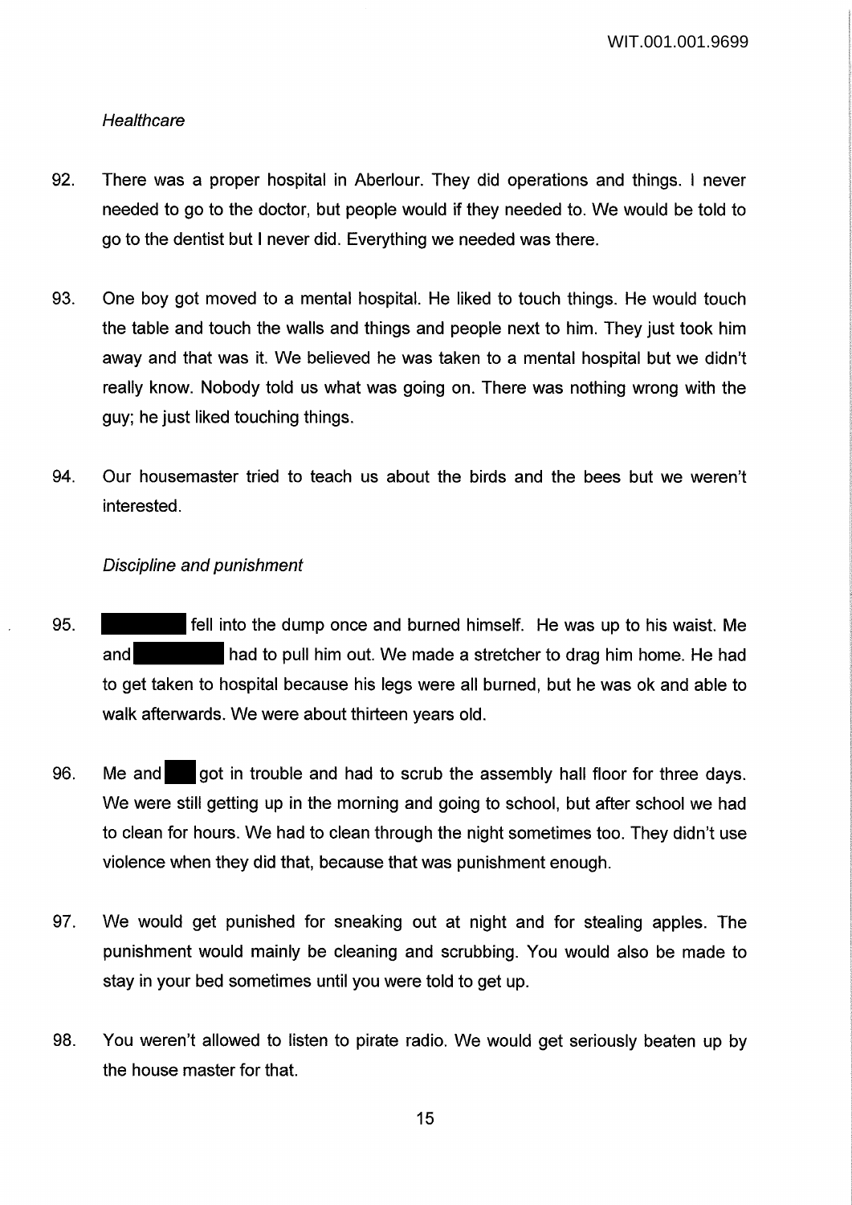*Healthcare*

92. There was a proper hospital in Aberlour. They did operations and things. I never needed to go to the doctor, but people would if they needed to. We would be told to go to the dentist but I never did. Everything we needed was there.

93. One boy got moved to a mental hospital. He liked to touch things. He would touch the table and touch the walls and things and people next to him. They just took him away and that was it. We believed he was taken to a mental hospital but we didn't really know. Nobody told us what was going on. There was nothing wrong with the guy; he just liked touching things.

94. Our housemaster tried to teach us about the birds and the bees but we weren't interested.

*Discipline and punishment*

95. ████████ fell into the dump once and burned himself. He was up to his waist. Me and ████████ had to pull him out. We made a stretcher to drag him home. He had to get taken to hospital because his legs were all burned, but he was ok and able to walk afterwards. We were about thirteen years old.

96. Me and ███ got in trouble and had to scrub the assembly hall floor for three days. We were still getting up in the morning and going to school, but after school we had to clean for hours. We had to clean through the night sometimes too. They didn't use violence when they did that, because that was punishment enough.

97. We would get punished for sneaking out at night and for stealing apples. The punishment would mainly be cleaning and scrubbing. You would also be made to stay in your bed sometimes until you were told to get up.

98. You weren't allowed to listen to pirate radio. We would get seriously beaten up by the house master for that.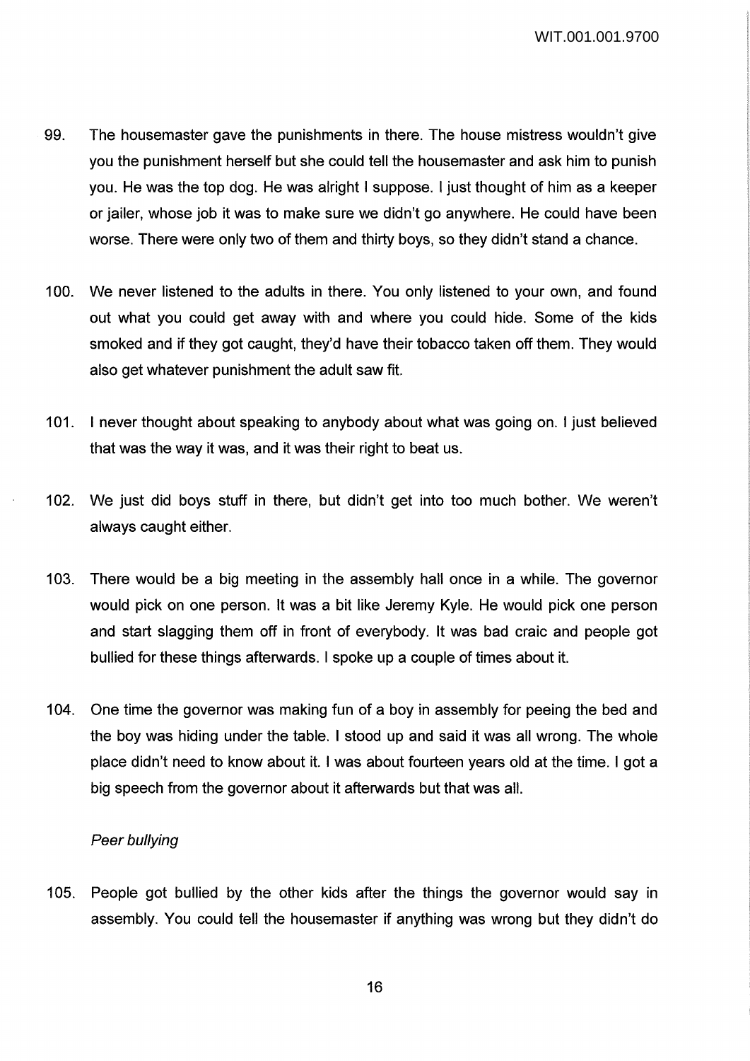99. The housemaster gave the punishments in there. The house mistress wouldn't give you the punishment herself but she could tell the housemaster and ask him to punish you. He was the top dog. He was alright I suppose. I just thought of him as a keeper or jailer, whose job it was to make sure we didn't go anywhere. He could have been worse. There were only two of them and thirty boys, so they didn't stand a chance.

100. We never listened to the adults in there. You only listened to your own, and found out what you could get away with and where you could hide. Some of the kids smoked and if they got caught, they'd have their tobacco taken off them. They would also get whatever punishment the adult saw fit.

101. I never thought about speaking to anybody about what was going on. I just believed that was the way it was, and it was their right to beat us.

102. We just did boys stuff in there, but didn't get into too much bother. We weren't always caught either.

103. There would be a big meeting in the assembly hall once in a while. The governor would pick on one person. It was a bit like Jeremy Kyle. He would pick one person and start slagging them off in front of everybody. It was bad craic and people got bullied for these things afterwards. I spoke up a couple of times about it.

104. One time the governor was making fun of a boy in assembly for peeing the bed and the boy was hiding under the table. I stood up and said it was all wrong. The whole place didn't need to know about it. I was about fourteen years old at the time. I got a big speech from the governor about it afterwards but that was all.

*Peer bullying*

105. People got bullied by the other kids after the things the governor would say in assembly. You could tell the housemaster if anything was wrong but they didn't do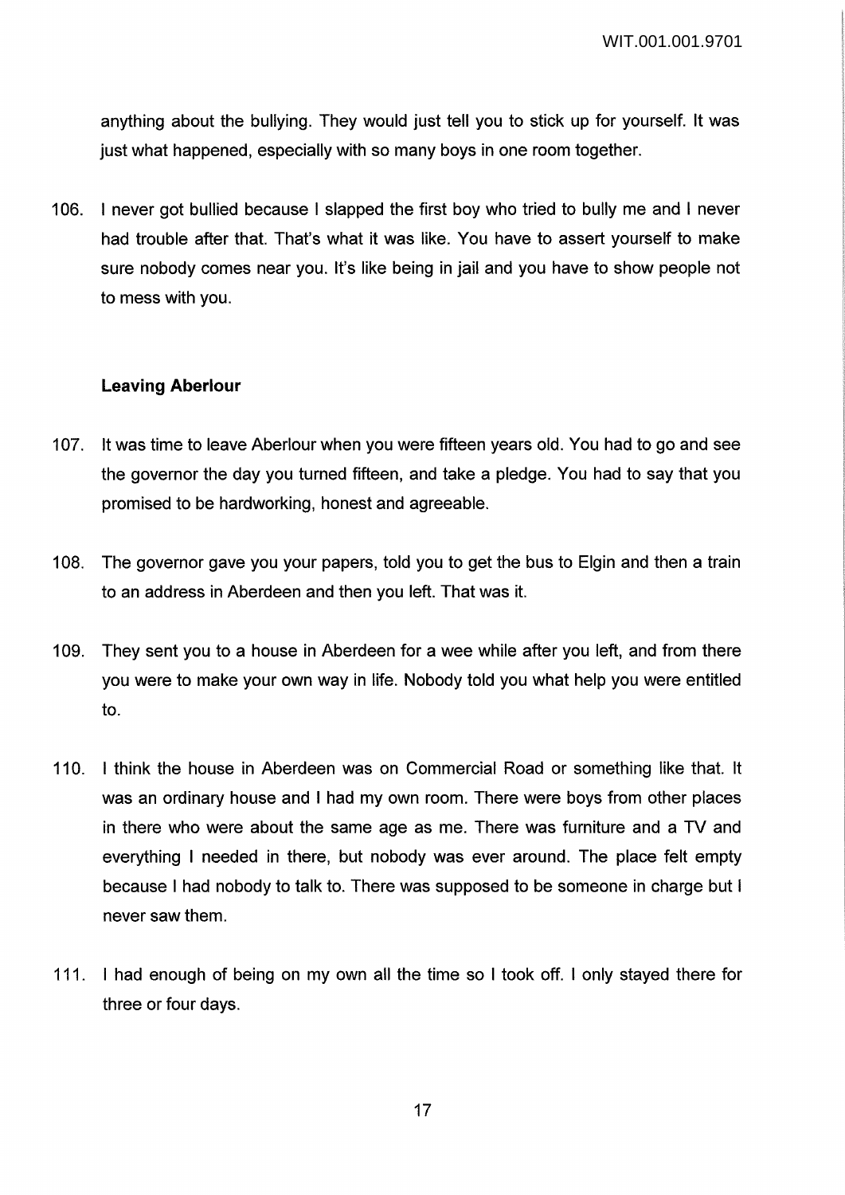anything about the bullying. They would just tell you to stick up for yourself. It was just what happened, especially with so many boys in one room together.

106. I never got bullied because I slapped the first boy who tried to bully me and I never had trouble after that. That's what it was like. You have to assert yourself to make sure nobody comes near you. It's like being in jail and you have to show people not to mess with you.

**Leaving Aberlour**

107. It was time to leave Aberlour when you were fifteen years old. You had to go and see the governor the day you turned fifteen, and take a pledge. You had to say that you promised to be hardworking, honest and agreeable.

108. The governor gave you your papers, told you to get the bus to Elgin and then a train to an address in Aberdeen and then you left. That was it.

109. They sent you to a house in Aberdeen for a wee while after you left, and from there you were to make your own way in life. Nobody told you what help you were entitled to.

110. I think the house in Aberdeen was on Commercial Road or something like that. It was an ordinary house and I had my own room. There were boys from other places in there who were about the same age as me. There was furniture and a TV and everything I needed in there, but nobody was ever around. The place felt empty because I had nobody to talk to. There was supposed to be someone in charge but I never saw them.

111. I had enough of being on my own all the time so I took off. I only stayed there for three or four days.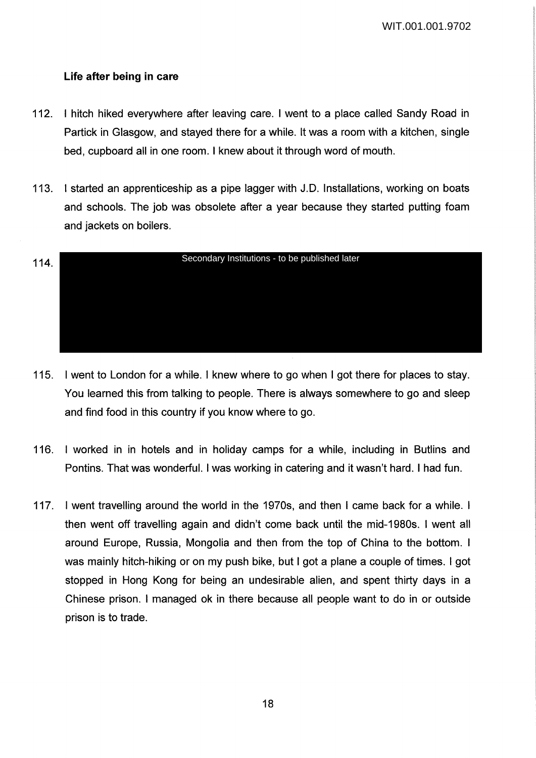### Life after being in care

112. I hitch hiked everywhere after leaving care. I went to a place called Sandy Road in Partick in Glasgow, and stayed there for a while. It was a room with a kitchen, single bed, cupboard all in one room. I knew about it through word of mouth.

113. I started an apprenticeship as a pipe lagger with J.D. Installations, working on boats and schools. The job was obsolete after a year because they started putting foam and jackets on boilers.

114. Secondary Institutions - to be published later

115. I went to London for a while. I knew where to go when I got there for places to stay. You learned this from talking to people. There is always somewhere to go and sleep and find food in this country if you know where to go.

116. I worked in in hotels and in holiday camps for a while, including in Butlins and Pontins. That was wonderful. I was working in catering and it wasn't hard. I had fun.

117. I went travelling around the world in the 1970s, and then I came back for a while. I then went off travelling again and didn't come back until the mid-1980s. I went all around Europe, Russia, Mongolia and then from the top of China to the bottom. I was mainly hitch-hiking or on my push bike, but I got a plane a couple of times. I got stopped in Hong Kong for being an undesirable alien, and spent thirty days in a Chinese prison. I managed ok in there because all people want to do in or outside prison is to trade.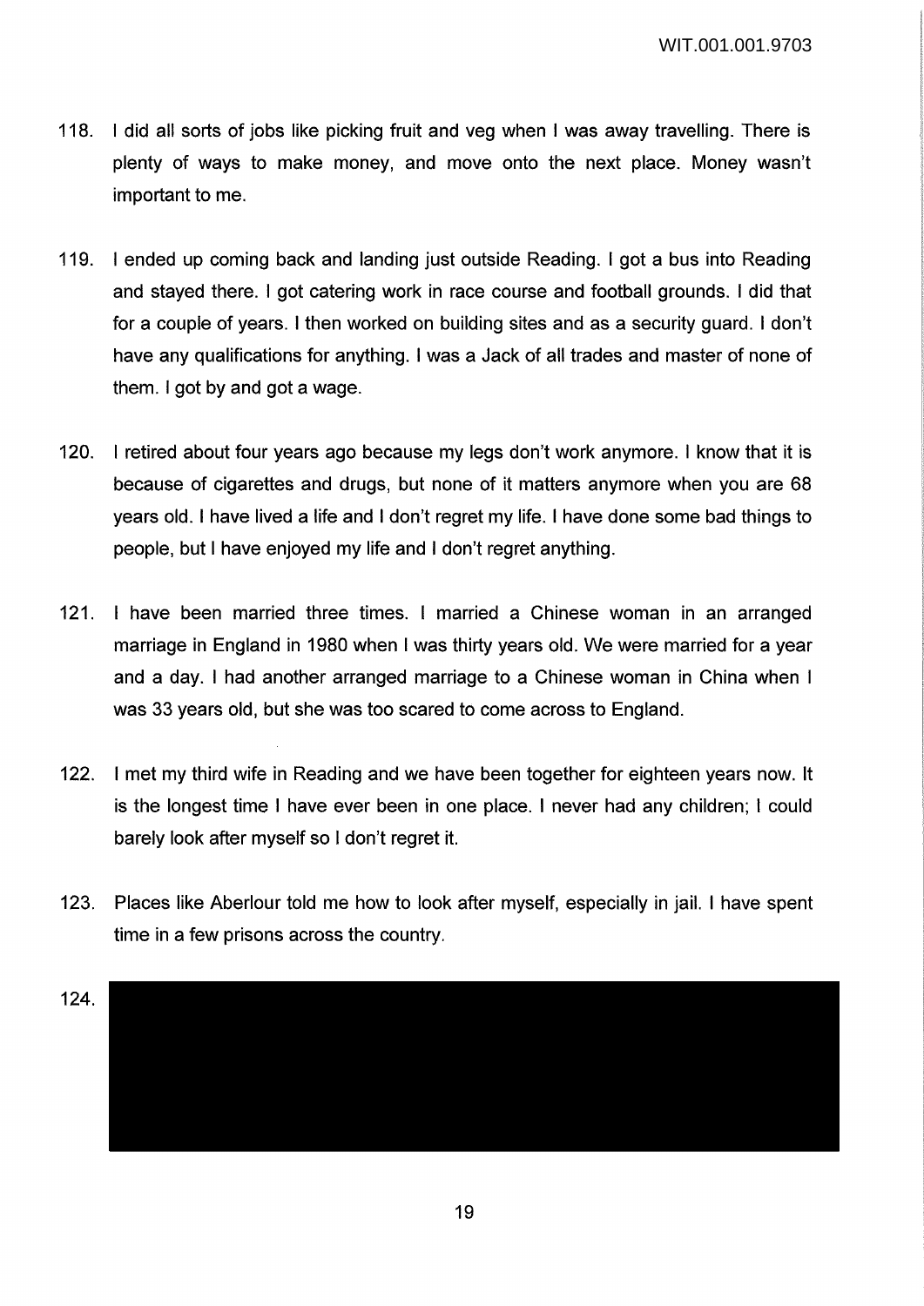118. I did all sorts of jobs like picking fruit and veg when I was away travelling. There is plenty of ways to make money, and move onto the next place. Money wasn't important to me.

119. I ended up coming back and landing just outside Reading. I got a bus into Reading and stayed there. I got catering work in race course and football grounds. I did that for a couple of years. I then worked on building sites and as a security guard. I don't have any qualifications for anything. I was a Jack of all trades and master of none of them. I got by and got a wage.

120. I retired about four years ago because my legs don't work anymore. I know that it is because of cigarettes and drugs, but none of it matters anymore when you are 68 years old. I have lived a life and I don't regret my life. I have done some bad things to people, but I have enjoyed my life and I don't regret anything.

121. I have been married three times. I married a Chinese woman in an arranged marriage in England in 1980 when I was thirty years old. We were married for a year and a day. I had another arranged marriage to a Chinese woman in China when I was 33 years old, but she was too scared to come across to England.

122. I met my third wife in Reading and we have been together for eighteen years now. It is the longest time I have ever been in one place. I never had any children; I could barely look after myself so I don't regret it.

123. Places like Aberlour told me how to look after myself, especially in jail. I have spent time in a few prisons across the country.

124.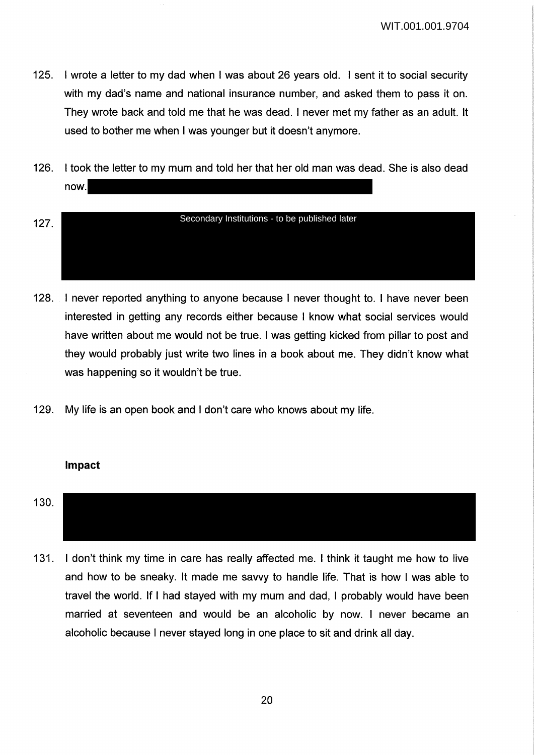125. I wrote a letter to my dad when I was about 26 years old. I sent it to social security with my dad's name and national insurance number, and asked them to pass it on. They wrote back and told me that he was dead. I never met my father as an adult. It used to bother me when I was younger but it doesn't anymore.

126. I took the letter to my mum and told her that her old man was dead. She is also dead now.

127. Secondary Institutions - to be published later

128. I never reported anything to anyone because I never thought to. I have never been interested in getting any records either because I know what social services would have written about me would not be true. I was getting kicked from pillar to post and they would probably just write two lines in a book about me. They didn't know what was happening so it wouldn't be true.

129. My life is an open book and I don't care who knows about my life.

**Impact**

130.

131. I don't think my time in care has really affected me. I think it taught me how to live and how to be sneaky. It made me savvy to handle life. That is how I was able to travel the world. If I had stayed with my mum and dad, I probably would have been married at seventeen and would be an alcoholic by now. I never became an alcoholic because I never stayed long in one place to sit and drink all day.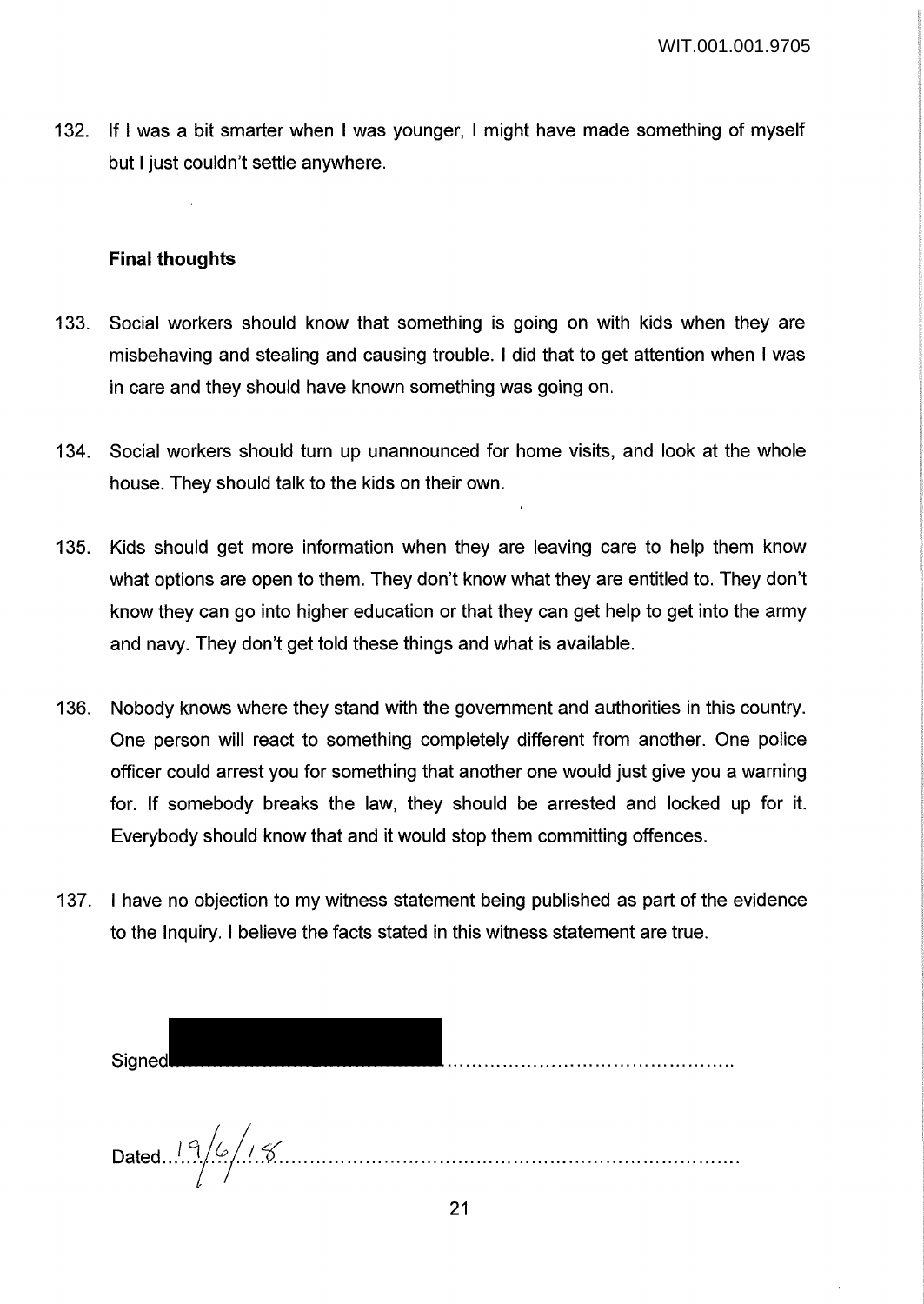132. If I was a bit smarter when I was younger, I might have made something of myself but I just couldn't settle anywhere.

### Final thoughts

133. Social workers should know that something is going on with kids when they are misbehaving and stealing and causing trouble. I did that to get attention when I was in care and they should have known something was going on.

134. Social workers should turn up unannounced for home visits, and look at the whole house. They should talk to the kids on their own.

135. Kids should get more information when they are leaving care to help them know what options are open to them. They don't know what they are entitled to. They don't know they can go into higher education or that they can get help to get into the army and navy. They don't get told these things and what is available.

136. Nobody knows where they stand with the government and authorities in this country. One person will react to something completely different from another. One police officer could arrest you for something that another one would just give you a warning for. If somebody breaks the law, they should be arrested and locked up for it. Everybody should know that and it would stop them committing offences.

137. I have no objection to my witness statement being published as part of the evidence to the Inquiry. I believe the facts stated in this witness statement are true.

Signed [REDACTED]..............................................

Dated 19/6/18..........................................................................